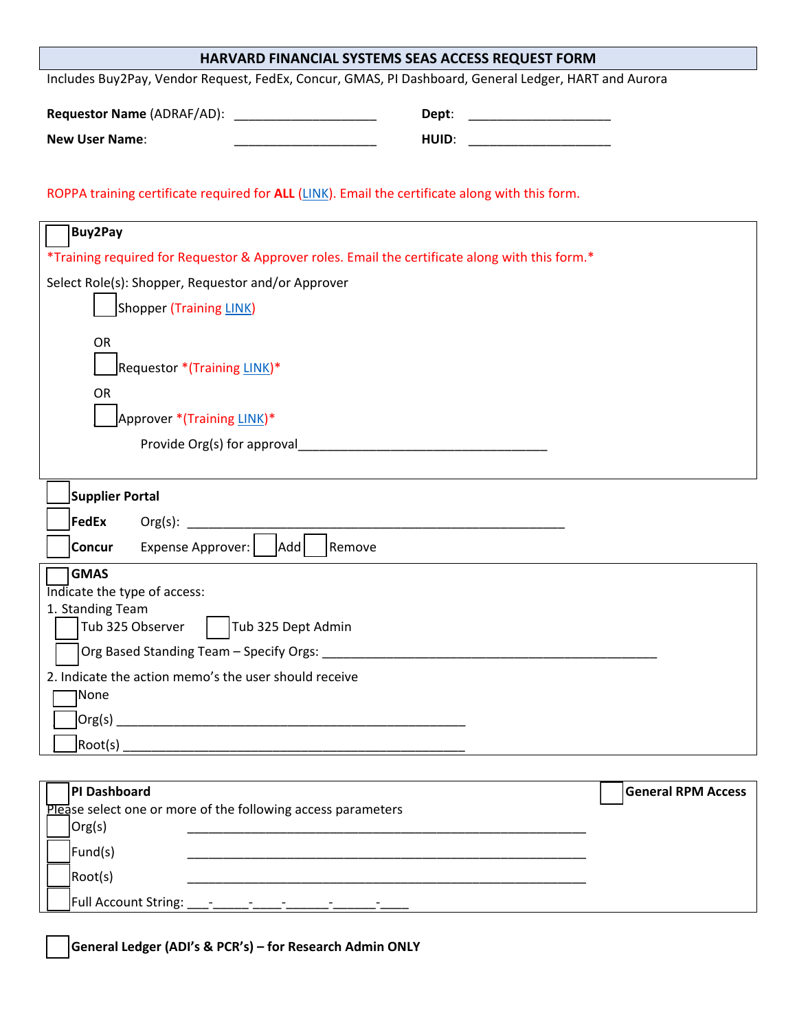# HARVARD FINANCIAL SYSTEMS SEAS ACCESS REQUEST FORM

Includes Buy2Pay, Vendor Request, FedEx, Concur, GMAS, PI Dashboard, General Ledger, HART and Aurora

**Requestor Name** (ADRAF/AD): ____________________ **Dept**: ____________________

**New User Name**: ____________________ **HUID**: ____________________

ROPPA training certificate required for **ALL** (LINK). Email the certificate along with this form.

☐ **Buy2Pay**

*Training required for Requestor & Approver roles. Email the certificate along with this form.*

Select Role(s): Shopper, Requestor and/or Approver

☐ Shopper (Training LINK)

OR

☐ Requestor *(Training LINK)*

OR

☐ Approver *(Training LINK)*

Provide Org(s) for approval____________________________________

☐ **Supplier Portal**

☐ **FedEx** Org(s): ______________________________________________________

☐ **Concur** Expense Approver: ☐ Add ☐ Remove

☐ **GMAS**

Indicate the type of access:

1. Standing Team

☐ Tub 325 Observer ☐ Tub 325 Dept Admin

☐ Org Based Standing Team – Specify Orgs: ________________________________________________

2. Indicate the action memo's the user should receive

☐ None

☐ Org(s) __________________________________________________

☐ Root(s) __________________________________________________

☐ **PI Dashboard** ☐ **General RPM Access**

Please select one or more of the following access parameters

☐ Org(s) __________________________________________________________

☐ Fund(s) __________________________________________________________

☐ Root(s) __________________________________________________________

☐ Full Account String: ___-_____-____-______-______-____

☐ **General Ledger (ADI's & PCR's) – for Research Admin ONLY**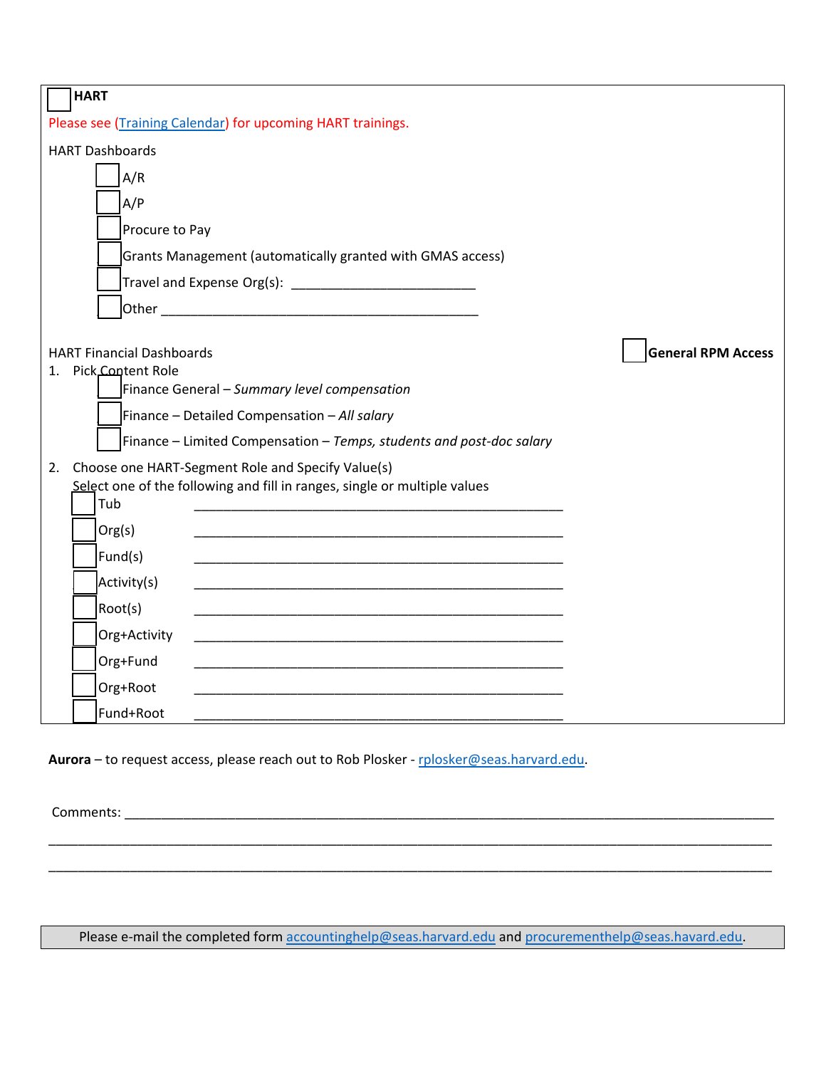☐ **HART**

Please see (Training Calendar) for upcoming HART trainings.

HART Dashboards

- ☐ A/R
- ☐ A/P
- ☐ Procure to Pay
- ☐ Grants Management (automatically granted with GMAS access)
- ☐ Travel and Expense Org(s): ________________________
- ☐ Other ____________________________________________

HART Financial Dashboards

☐ **General RPM Access**

1. Pick Content Role
   - ☐ Finance General – *Summary level compensation*
   - ☐ Finance – Detailed Compensation – *All salary*
   - ☐ Finance – Limited Compensation – *Temps, students and post-doc salary*
2. Choose one HART-Segment Role and Specify Value(s)
   Select one of the following and fill in ranges, single or multiple values
   - ☐ Tub ________________________________________________
   - ☐ Org(s) ________________________________________________
   - ☐ Fund(s) ________________________________________________
   - ☐ Activity(s) ________________________________________________
   - ☐ Root(s) ________________________________________________
   - ☐ Org+Activity ________________________________________________
   - ☐ Org+Fund ________________________________________________
   - ☐ Org+Root ________________________________________________
   - ☐ Fund+Root ________________________________________________

**Aurora** – to request access, please reach out to Rob Plosker - rplosker@seas.harvard.edu.

Comments: ____________________________________________________________________________________

__________________________________________________________________________________________________

__________________________________________________________________________________________________

Please e-mail the completed form accountinghelp@seas.harvard.edu and procurementhelp@seas.havard.edu.